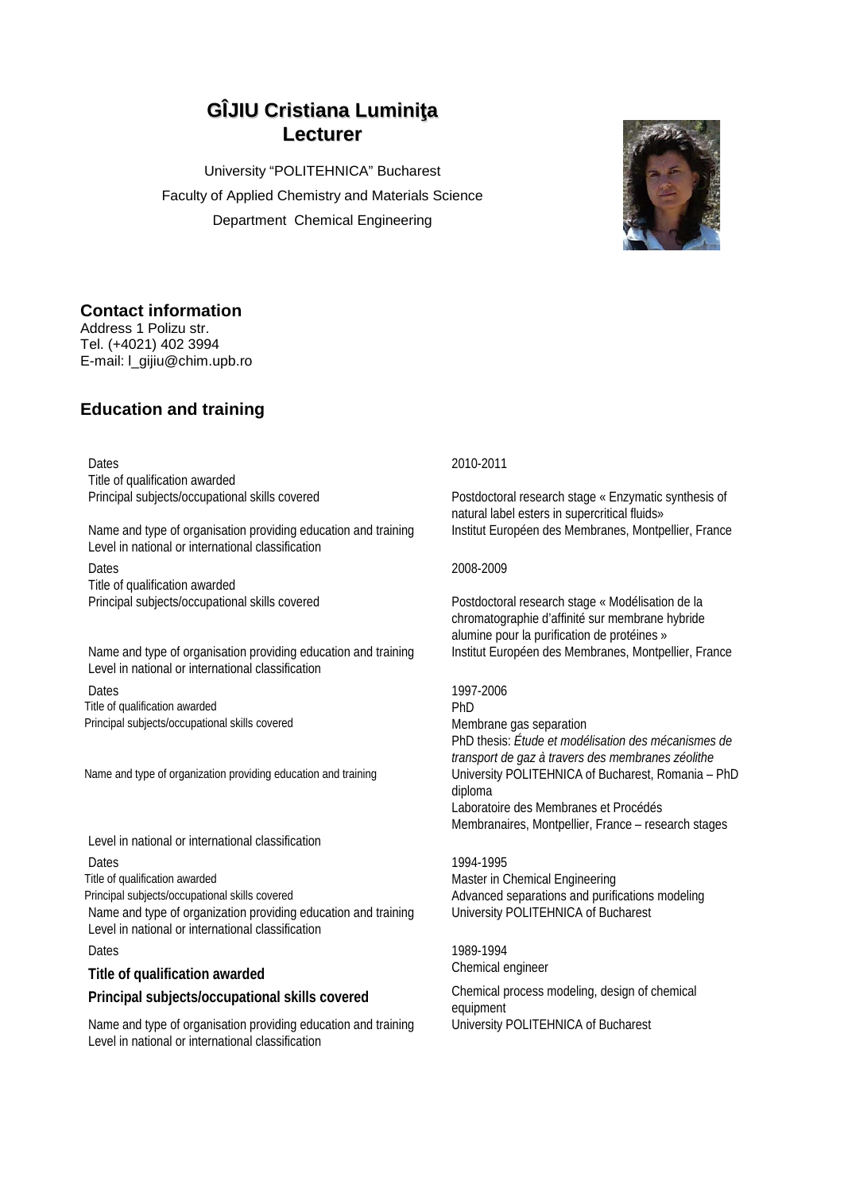# GÎJIU Cristiana Luminiţa
# Lecturer

University "POLITEHNICA" Bucharest

Faculty of Applied Chemistry and Materials Science

Department Chemical Engineering

## Contact information

Address 1 Polizu str.

Tel. (+4021) 402 3994

E-mail: l_gijiu@chim.upb.ro

## Education and training

| | |
|---|---|
| Dates | 2010-2011 |
| Title of qualification awarded | |
| Principal subjects/occupational skills covered | Postdoctoral research stage « Enzymatic synthesis of natural label esters in supercritical fluids» |
| Name and type of organisation providing education and training | Institut Européen des Membranes, Montpellier, France |
| Level in national or international classification | |
| Dates | 2008-2009 |
| Title of qualification awarded | |
| Principal subjects/occupational skills covered | Postdoctoral research stage « Modélisation de la chromatographie d'affinité sur membrane hybride alumine pour la purification de protéines » |
| Name and type of organisation providing education and training | Institut Européen des Membranes, Montpellier, France |
| Level in national or international classification | |
| Dates | 1997-2006 |
| Title of qualification awarded | PhD |
| Principal subjects/occupational skills covered | Membrane gas separation<br>PhD thesis: *Étude et modélisation des mécanismes de transport de gaz à travers des membranes zéolithe* |
| Name and type of organization providing education and training | University POLITEHNICA of Bucharest, Romania – PhD diploma<br>Laboratoire des Membranes et Procédés Membranaires, Montpellier, France – research stages |
| Level in national or international classification | |
| Dates | 1994-1995 |
| Title of qualification awarded | Master in Chemical Engineering |
| Principal subjects/occupational skills covered | Advanced separations and purifications modeling |
| Name and type of organization providing education and training | University POLITEHNICA of Bucharest |
| Level in national or international classification | |
| Dates | 1989-1994 |
| **Title of qualification awarded** | Chemical engineer |
| **Principal subjects/occupational skills covered** | Chemical process modeling, design of chemical equipment |
| Name and type of organisation providing education and training | University POLITEHNICA of Bucharest |
| Level in national or international classification | |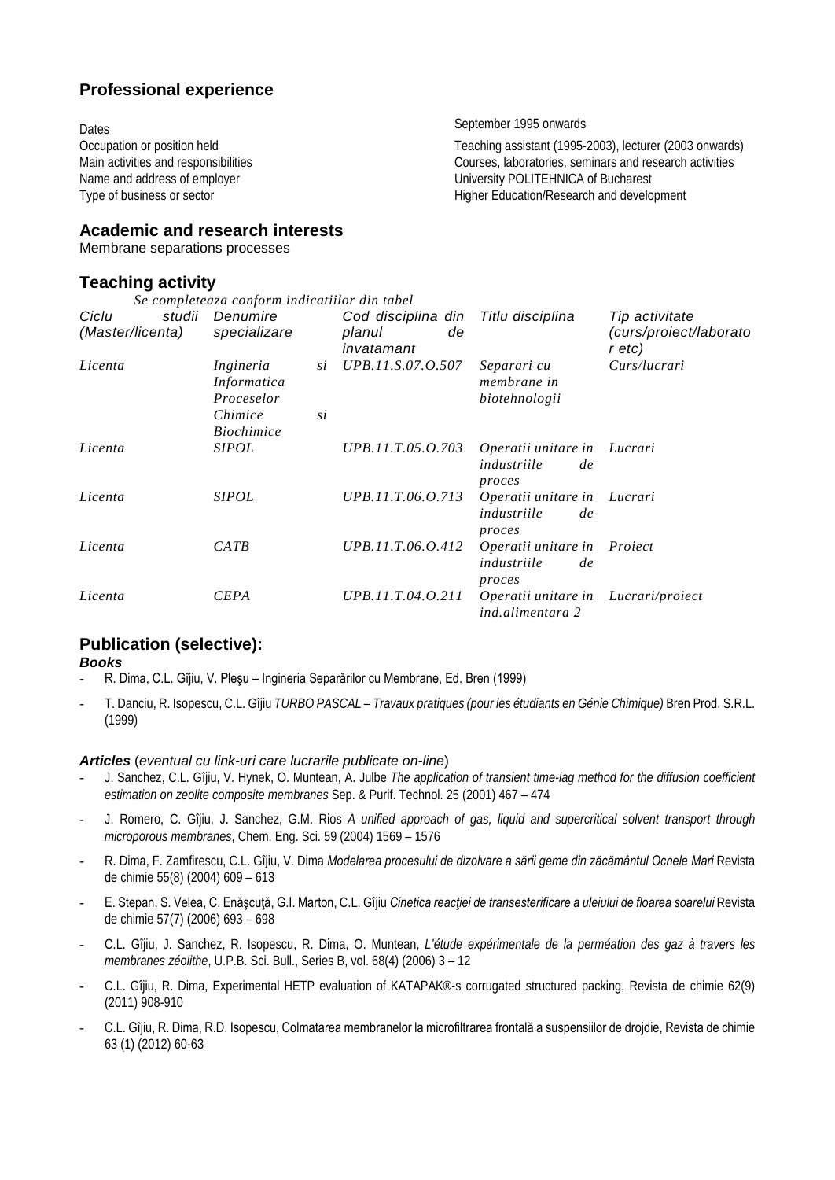## Professional experience

| | |
|---|---|
| Dates | September 1995 onwards |
| Occupation or position held | Teaching assistant (1995-2003), lecturer (2003 onwards) |
| Main activities and responsibilities | Courses, laboratories, seminars and research activities |
| Name and address of employer | University POLITEHNICA of Bucharest |
| Type of business or sector | Higher Education/Research and development |

## Academic and research interests

Membrane separations processes

## Teaching activity

*Se completeaza conform indicatiilor din tabel*

| *Ciclu studii (Master/licenta)* | *Denumire specializare* | *Cod disciplina din planul de invatamant* | *Titlu disciplina* | *Tip activitate (curs/proiect/laborator etc)* |
|---|---|---|---|---|
| *Licenta* | *Ingineria si Informatica Proceselor Chimice si Biochimice* | *UPB.11.S.07.O.507* | *Separari cu membrane in biotehnologii* | *Curs/lucrari* |
| *Licenta* | *SIPOL* | *UPB.11.T.05.O.703* | *Operatii unitare in industriile de proces* | *Lucrari* |
| *Licenta* | *SIPOL* | *UPB.11.T.06.O.713* | *Operatii unitare in industriile de proces* | *Lucrari* |
| *Licenta* | *CATB* | *UPB.11.T.06.O.412* | *Operatii unitare in industriile de proces* | *Proiect* |
| *Licenta* | *CEPA* | *UPB.11.T.04.O.211* | *Operatii unitare in ind.alimentara 2* | *Lucrari/proiect* |

## Publication (selective):

***Books***

- R. Dima, C.L. Gîjiu, V. Pleşu – Ingineria Separărilor cu Membrane, Ed. Bren (1999)
- T. Danciu, R. Isopescu, C.L. Gîjiu *TURBO PASCAL – Travaux pratiques (pour les étudiants en Génie Chimique)* Bren Prod. S.R.L. (1999)

***Articles*** (*eventual cu link-uri care lucrarile publicate on-line*)

- J. Sanchez, C.L. Gîjiu, V. Hynek, O. Muntean, A. Julbe *The application of transient time-lag method for the diffusion coefficient estimation on zeolite composite membranes* Sep. & Purif. Technol. 25 (2001) 467 – 474
- J. Romero, C. Gîjiu, J. Sanchez, G.M. Rios *A unified approach of gas, liquid and supercritical solvent transport through microporous membranes*, Chem. Eng. Sci. 59 (2004) 1569 – 1576
- R. Dima, F. Zamfirescu, C.L. Gîjiu, V. Dima *Modelarea procesului de dizolvare a sării geme din zăcământul Ocnele Mari* Revista de chimie 55(8) (2004) 609 – 613
- E. Stepan, S. Velea, C. Enăşcuţă, G.I. Marton, C.L. Gîjiu *Cinetica reacţiei de transesterificare a uleiului de floarea soarelui* Revista de chimie 57(7) (2006) 693 – 698
- C.L. Gîjiu, J. Sanchez, R. Isopescu, R. Dima, O. Muntean, *L'étude expérimentale de la perméation des gaz à travers les membranes zéolithe*, U.P.B. Sci. Bull., Series B, vol. 68(4) (2006) 3 – 12
- C.L. Gîjiu, R. Dima, Experimental HETP evaluation of KATAPAK®-s corrugated structured packing, Revista de chimie 62(9) (2011) 908-910
- C.L. Gîjiu, R. Dima, R.D. Isopescu, Colmatarea membranelor la microfiltrarea frontală a suspensiilor de drojdie, Revista de chimie 63 (1) (2012) 60-63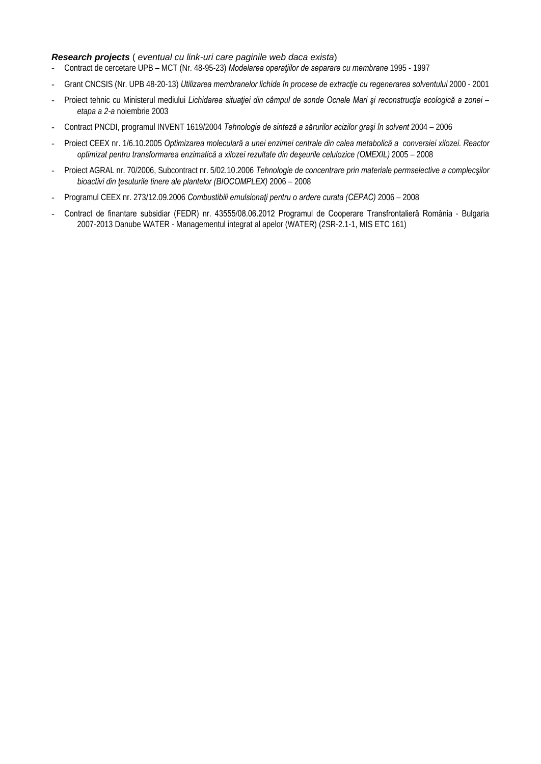***Research projects*** ( *eventual cu link-uri care paginile web daca exista*)

- Contract de cercetare UPB – MCT (Nr. 48-95-23) *Modelarea operaţiilor de separare cu membrane* 1995 - 1997
- Grant CNCSIS (Nr. UPB 48-20-13) *Utilizarea membranelor lichide în procese de extracţie cu regenerarea solventului* 2000 - 2001
- Proiect tehnic cu Ministerul mediului *Lichidarea situaţiei din câmpul de sonde Ocnele Mari şi reconstrucţia ecologică a zonei – etapa a 2-a* noiembrie 2003
- Contract PNCDI, programul INVENT 1619/2004 *Tehnologie de sinteză a sărurilor acizilor graşi în solvent* 2004 – 2006
- Proiect CEEX nr. 1/6.10.2005 *Optimizarea moleculară a unei enzimei centrale din calea metabolică a conversiei xilozei. Reactor optimizat pentru transformarea enzimatică a xilozei rezultate din deşeurile celulozice (OMEXIL)* 2005 – 2008
- Proiect AGRAL nr. 70/2006, Subcontract nr. 5/02.10.2006 *Tehnologie de concentrare prin materiale permselective a complecşilor bioactivi din ţesuturile tinere ale plantelor (BIOCOMPLEX)* 2006 – 2008
- Programul CEEX nr. 273/12.09.2006 *Combustibili emulsionaţi pentru o ardere curata (CEPAC)* 2006 – 2008
- Contract de finantare subsidiar (FEDR) nr. 43555/08.06.2012 Programul de Cooperare Transfrontalieră România - Bulgaria 2007-2013 Danube WATER - Managementul integrat al apelor (WATER) (2SR-2.1-1, MIS ETC 161)